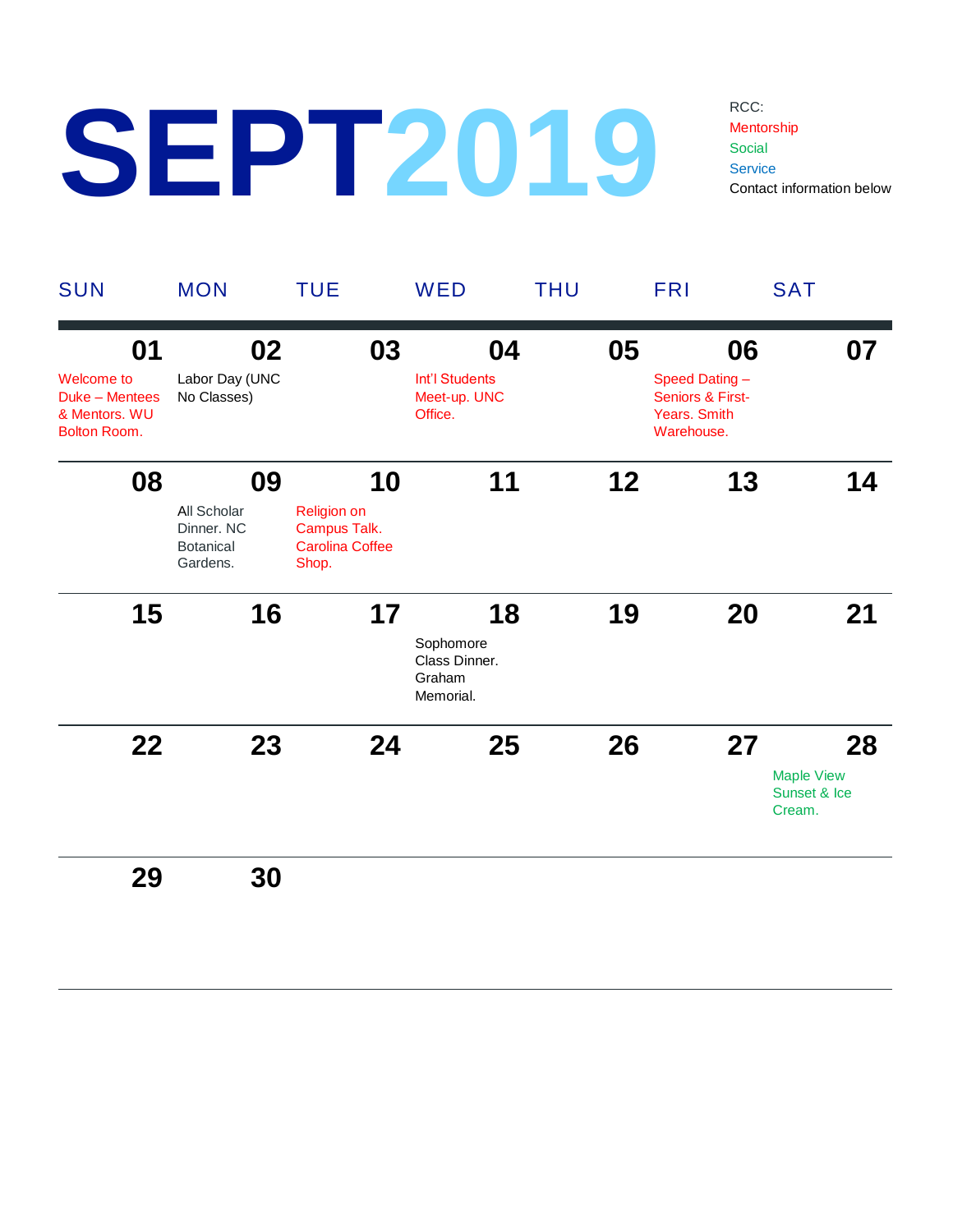# SEPT2019

RCC:
Mentorship
Social
Service
Contact information below

| SUN | MON | TUE | WED | THU | FRI | SAT |
|---|---|---|---|---|---|---|
| 01 Welcome to Duke – Mentees & Mentors. WU Bolton Room. | 02 Labor Day (UNC No Classes) | 03 | 04 Int'l Students Meet-up. UNC Office. | 05 | 06 Speed Dating – Seniors & First-Years. Smith Warehouse. | 07 |
| 08 | 09 All Scholar Dinner. NC Botanical Gardens. | 10 Religion on Campus Talk. Carolina Coffee Shop. | 11 | 12 | 13 | 14 |
| 15 | 16 | 17 | 18 Sophomore Class Dinner. Graham Memorial. | 19 | 20 | 21 |
| 22 | 23 | 24 | 25 | 26 | 27 | 28 Maple View Sunset & Ice Cream. |
| 29 | 30 | | | | | |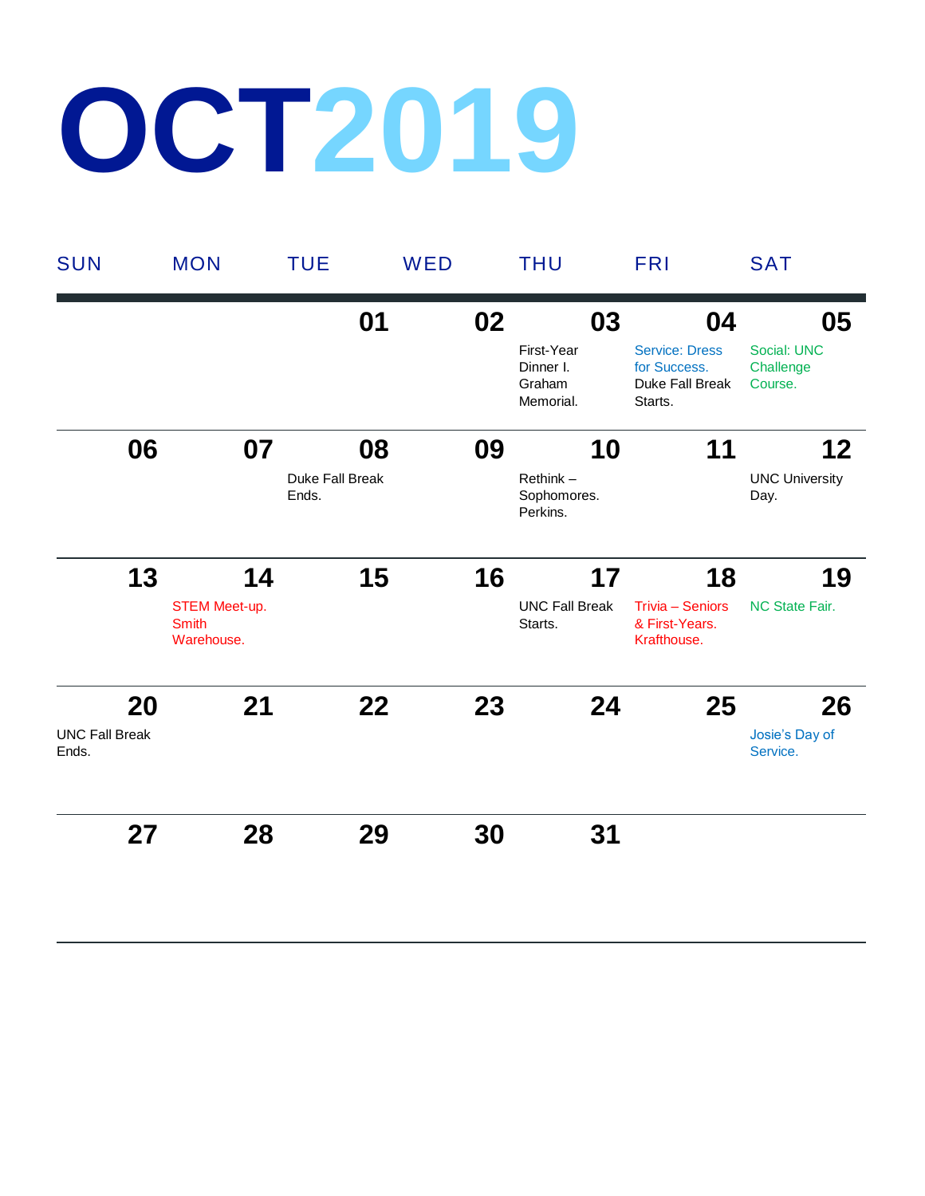# OCT2019

| SUN | MON | TUE | WED | THU | FRI | SAT |
|---|---|---|---|---|---|---|
| | | 01 | 02 | 03<br>First-Year Dinner I. Graham Memorial. | 04<br>Service: Dress for Success.<br>Duke Fall Break Starts. | 05<br>Social: UNC Challenge Course. |
| 06 | 07 | 08<br>Duke Fall Break Ends. | 09 | 10<br>Rethink – Sophomores. Perkins. | 11 | 12<br>UNC University Day. |
| 13 | 14<br>STEM Meet-up. Smith Warehouse. | 15 | 16 | 17<br>UNC Fall Break Starts. | 18<br>Trivia – Seniors & First-Years. Krafthouse. | 19<br>NC State Fair. |
| 20<br>UNC Fall Break Ends. | 21 | 22 | 23 | 24 | 25 | 26<br>Josie's Day of Service. |
| 27 | 28 | 29 | 30 | 31 | | |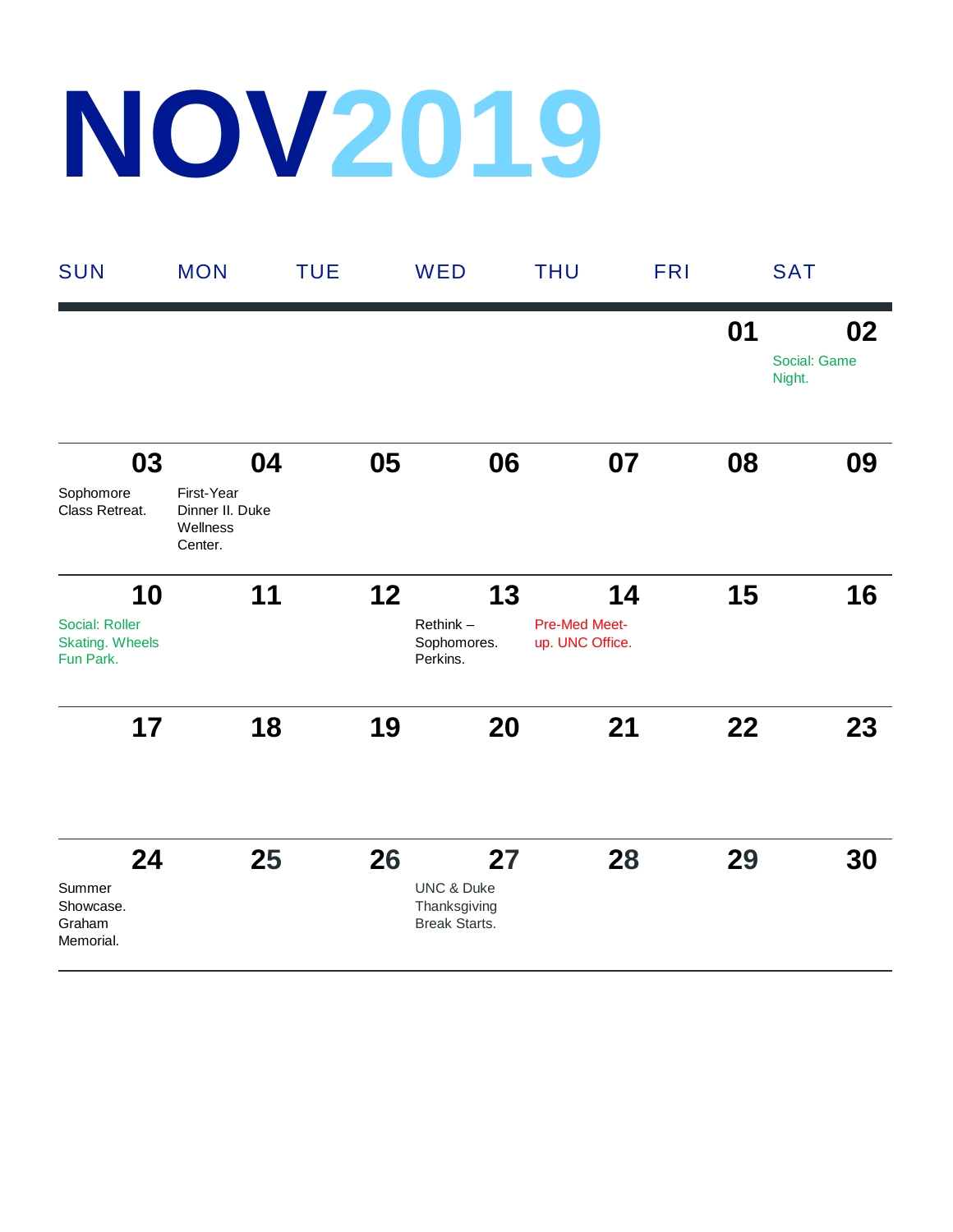# NOV2019

| SUN | MON | TUE | WED | THU | FRI | SAT |
|---|---|---|---|---|---|---|
| | | | | | 01 | 02<br>Social: Game Night. |
| 03<br>Sophomore Class Retreat. | 04<br>First-Year Dinner II. Duke Wellness Center. | 05 | 06 | 07 | 08 | 09 |
| 10<br>Social: Roller Skating. Wheels Fun Park. | 11 | 12 | 13<br>Rethink – Sophomores. Perkins. | 14<br>Pre-Med Meet-up. UNC Office. | 15 | 16 |
| 17 | 18 | 19 | 20 | 21 | 22 | 23 |
| 24<br>Summer Showcase. Graham Memorial. | 25 | 26 | 27<br>UNC & Duke Thanksgiving Break Starts. | 28 | 29 | 30 |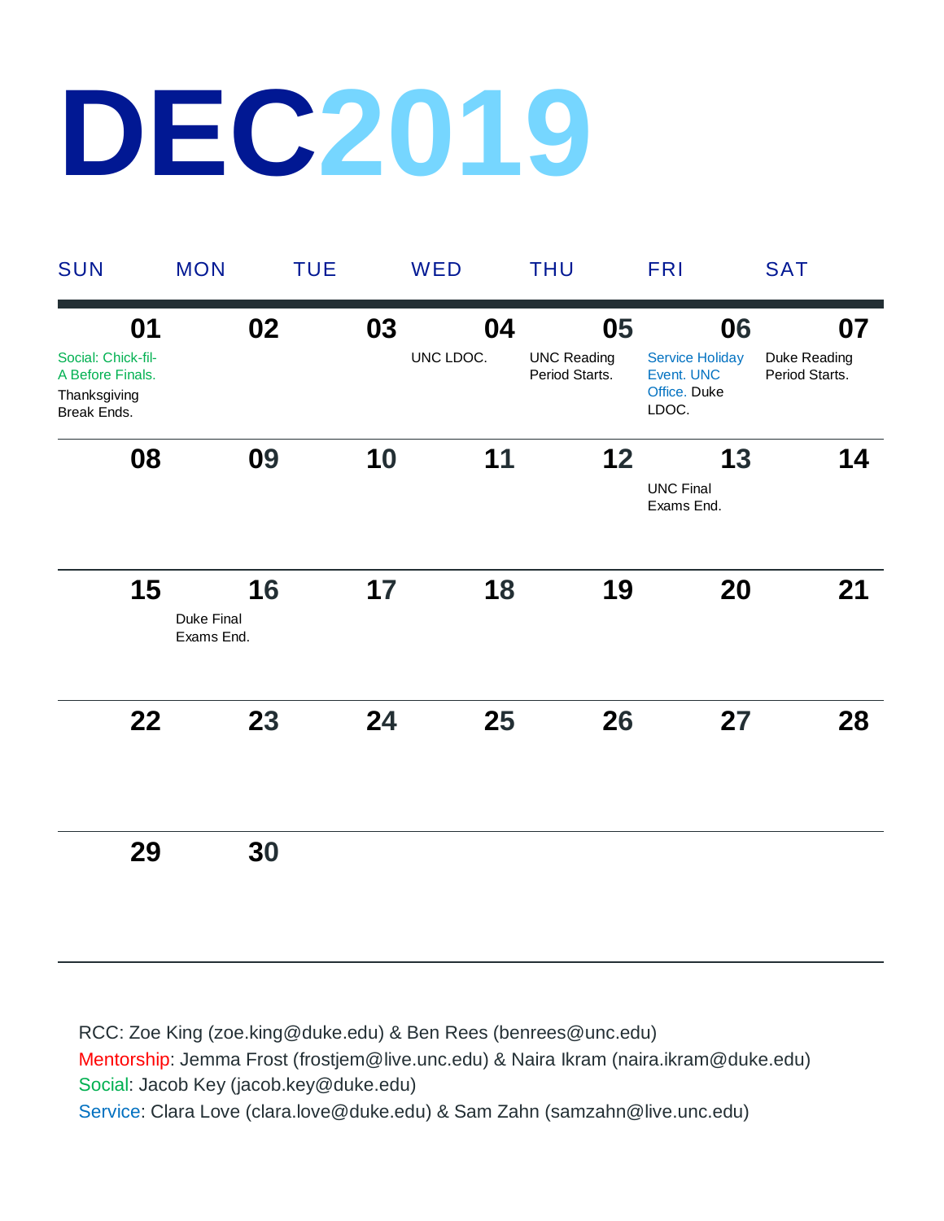# DEC2019

| SUN | MON | TUE | WED | THU | FRI | SAT |
|---|---|---|---|---|---|---|
| **01** Social: Chick-fil-A Before Finals. Thanksgiving Break Ends. | **02** | **03** | **04** UNC LDOC. | **05** UNC Reading Period Starts. | **06** Service Holiday Event. UNC Office. Duke LDOC. | **07** Duke Reading Period Starts. |
| **08** | **09** | **10** | **11** | **12** | **13** UNC Final Exams End. | **14** |
| **15** | **16** Duke Final Exams End. | **17** | **18** | **19** | **20** | **21** |
| **22** | **23** | **24** | **25** | **26** | **27** | **28** |
| **29** | **30** | | | | | |

RCC: Zoe King (zoe.king@duke.edu) & Ben Rees (benrees@unc.edu)
Mentorship: Jemma Frost (frostjem@live.unc.edu) & Naira Ikram (naira.ikram@duke.edu)
Social: Jacob Key (jacob.key@duke.edu)
Service: Clara Love (clara.love@duke.edu) & Sam Zahn (samzahn@live.unc.edu)